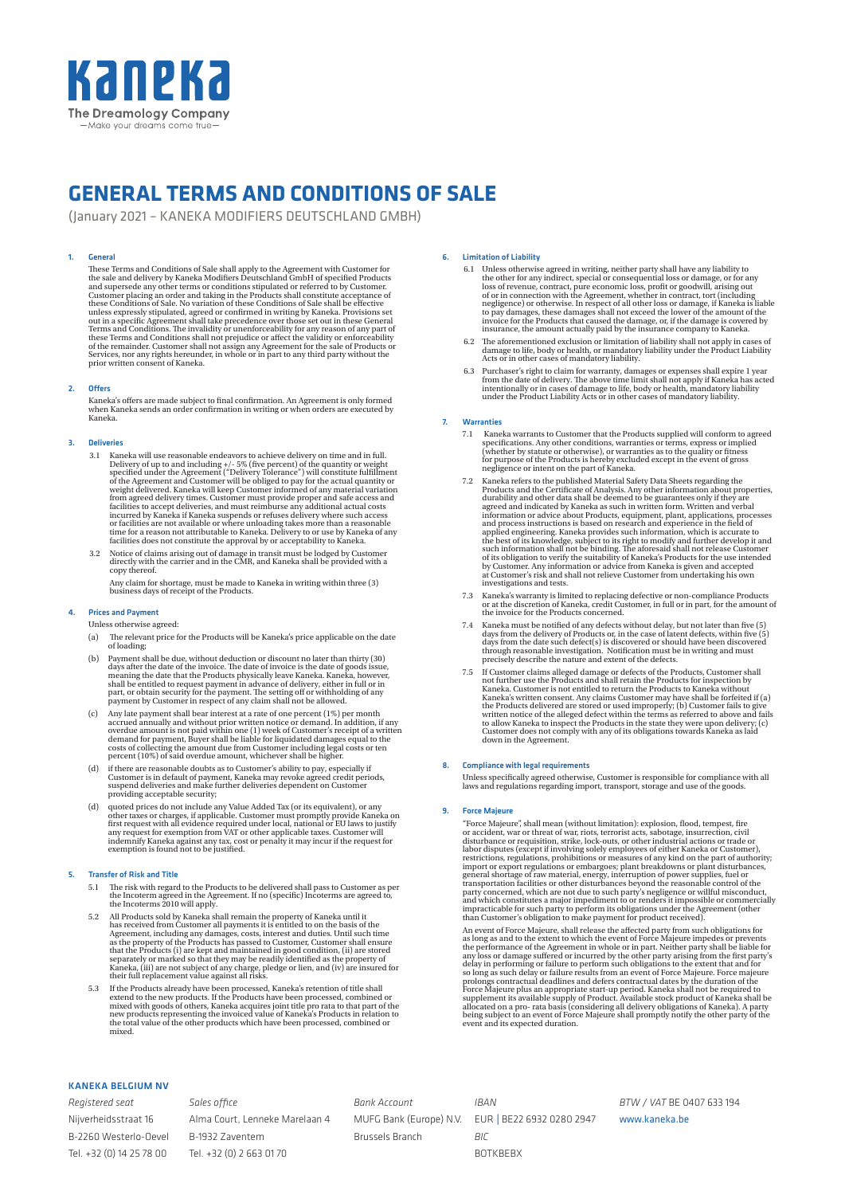# GENERAL TERMS AND CONDITIONS OF SALE

(January 2021 – KANEKA MODIFIERS DEUTSCHLAND GMBH)

## 1. General

These Terms and Conditions of Sale shall apply to the Agreement with Customer for the sale and delivery by Kaneka Modifiers Deutschland GmbH of specified Products and supersede any other terms or conditions stipulated or referred to by Customer. Customer placing an order and taking in the Products shall constitute acceptance of these Conditions of Sale. No variation of these Conditions of Sale shall be effective unless expressly stipulated, agreed or confirmed in writing by Kaneka. Provisions set out in a specific Agreement shall take precedence over those set out in these General Terms and Conditions. The invalidity or unenforceability for any reason of any part of these Terms and Conditions shall not prejudice or affect the validity or enforceability of the remainder. Customer shall not assign any Agreement for the sale of Products or Services, nor any rights hereunder, in whole or in part to any third party without the prior written consent of Kaneka.

## 2. Offers

Kaneka's offers are made subject to final confirmation. An Agreement is only formed when Kaneka sends an order confirmation in writing or when orders are executed by Kaneka.

## 3. Deliveries

3.1 Kaneka will use reasonable endeavors to achieve delivery on time and in full. Delivery of up to and including +/- 5% (five percent) of the quantity or weight specified under the Agreement ("Delivery Tolerance") will constitute fulfillment of the Agreement and Customer will be obliged to pay for the actual quantity or weight delivered. Kaneka will keep Customer informed of any material variation from agreed delivery times. Customer must provide proper and safe access and facilities to accept deliveries, and must reimburse any additional actual costs incurred by Kaneka if Kaneka suspends or refuses delivery where such access or facilities are not available or where unloading takes more than a reasonable time for a reason not attributable to Kaneka. Delivery to or use by Kaneka of any facilities does not constitute the approval by or acceptability to Kaneka.

3.2 Notice of claims arising out of damage in transit must be lodged by Customer directly with the carrier and in the CMR, and Kaneka shall be provided with a copy thereof.

Any claim for shortage, must be made to Kaneka in writing within three (3) business days of receipt of the Products.

## 4. Prices and Payment

Unless otherwise agreed:

(a) The relevant price for the Products will be Kaneka's price applicable on the date of loading;

(b) Payment shall be due, without deduction or discount no later than thirty (30) days after the date of the invoice. The date of invoice is the date of goods issue, meaning the date that the Products physically leave Kaneka. Kaneka, however, shall be entitled to request payment in advance of delivery, either in full or in part, or obtain security for the payment. The setting off or withholding of any payment by Customer in respect of any claim shall not be allowed.

(c) Any late payment shall bear interest at a rate of one percent (1%) per month accrued annually and without prior written notice or demand. In addition, if any overdue amount is not paid within one (1) week of Customer's receipt of a written demand for payment, Buyer shall be liable for liquidated damages equal to the costs of collecting the amount due from Customer including legal costs or ten percent (10%) of said overdue amount, whichever shall be higher.

(d) if there are reasonable doubts as to Customer's ability to pay, especially if Customer is in default of payment, Kaneka may revoke agreed credit periods, suspend deliveries and make further deliveries dependent on Customer providing acceptable security;

(d) quoted prices do not include any Value Added Tax (or its equivalent), or any other taxes or charges, if applicable. Customer must promptly provide Kaneka on first request with all evidence required under local, national or EU laws to justify any request for exemption from VAT or other applicable taxes. Customer will indemnify Kaneka against any tax, cost or penalty it may incur if the request for exemption is found not to be justified.

## 5. Transfer of Risk and Title

5.1 The risk with regard to the Products to be delivered shall pass to Customer as per the Incoterm agreed in the Agreement. If no (specific) Incoterms are agreed to, the Incoterms 2010 will apply.

5.2 All Products sold by Kaneka shall remain the property of Kaneka until it has received from Customer all payments it is entitled to on the basis of the Agreement, including any damages, costs, interest and duties. Until such time as the property of the Products has passed to Customer, Customer shall ensure that the Products (i) are kept and maintained in good condition, (ii) are stored separately or marked so that they may be readily identified as the property of Kaneka, (iii) are not subject of any charge, pledge or lien, and (iv) are insured for their full replacement value against all risks.

5.3 If the Products already have been processed, Kaneka's retention of title shall extend to the new products. If the Products have been processed, combined or mixed with goods of others, Kaneka acquires joint title pro rata to that part of the new products representing the invoiced value of Kaneka's Products in relation to the total value of the other products which have been processed, combined or mixed.

## 6. Limitation of Liability

6.1 Unless otherwise agreed in writing, neither party shall have any liability to the other for any indirect, special or consequential loss or damage, or for any loss of revenue, contract, pure economic loss, profit or goodwill, arising out of or in connection with the Agreement, whether in contract, tort (including negligence) or otherwise. In respect of all other loss or damage, if Kaneka is liable to pay damages, these damages shall not exceed the lower of the amount of the invoice for the Products that caused the damage, or, if the damage is covered by insurance, the amount actually paid by the insurance company to Kaneka.

6.2 The aforementioned exclusion or limitation of liability shall not apply in cases of damage to life, body or health, or mandatory liability under the Product Liability Acts or in other cases of mandatory liability.

6.3 Purchaser's right to claim for warranty, damages or expenses shall expire 1 year from the date of delivery. The above time limit shall not apply if Kaneka has acted intentionally or in cases of damage to life, body or health, mandatory liability under the Product Liability Acts or in other cases of mandatory liability.

## 7. Warranties

7.1 Kaneka warrants to Customer that the Products supplied will conform to agreed specifications. Any other conditions, warranties or terms, express or implied (whether by statute or otherwise), or warranties as to the quality or fitness for purpose of the Products is hereby excluded except in the event of gross negligence or intent on the part of Kaneka.

7.2 Kaneka refers to the published Material Safety Data Sheets regarding the Products and the Certificate of Analysis. Any other information about properties, durability and other data shall be deemed to be guarantees only if they are agreed and indicated by Kaneka as such in written form. Written and verbal information or advice about Products, equipment, plant, applications, processes and process instructions is based on research and experience in the field of applied engineering. Kaneka provides such information, which is accurate to the best of its knowledge, subject to its right to modify and further develop it and such information shall not be binding. The aforesaid shall not release Customer of its obligation to verify the suitability of Kaneka's Products for the use intended by Customer. Any information or advice from Kaneka is given and accepted at Customer's risk and shall not relieve Customer from undertaking his own investigations and tests.

7.3 Kaneka's warranty is limited to replacing defective or non-compliance Products or at the discretion of Kaneka, credit Customer, in full or in part, for the amount of the invoice for the Products concerned.

7.4 Kaneka must be notified of any defects without delay, but not later than five (5) days from the delivery of Products or, in the case of latent defects, within five (5) days from the date such defect(s) is discovered or should have been discovered through reasonable investigation. Notification must be in writing and must precisely describe the nature and extent of the defects.

7.5 If Customer claims alleged damage or defects of the Products, Customer shall not further use the Products and shall retain the Products for inspection by Kaneka. Customer is not entitled to return the Products to Kaneka without Kaneka's written consent. Any claims Customer may have shall be forfeited if (a) the Products delivered are stored or used improperly; (b) Customer fails to give written notice of the alleged defect within the terms as referred to above and fails to allow Kaneka to inspect the Products in the state they were upon delivery; (c) Customer does not comply with any of its obligations towards Kaneka as laid down in the Agreement.

## 8. Compliance with legal requirements

Unless specifically agreed otherwise, Customer is responsible for compliance with all laws and regulations regarding import, transport, storage and use of the goods.

## 9. Force Majeure

"Force Majeure", shall mean (without limitation): explosion, flood, tempest, fire or accident, war or threat of war, riots, terrorist acts, sabotage, insurrection, civil disturbance or requisition, strike, lock-outs, or other industrial actions or trade or labor disputes (except if involving solely employees of either Kaneka or Customer), restrictions, regulations, prohibitions or measures of any kind on the part of authority; import or export regulations or embargoes; plant breakdowns or plant disturbances, general shortage of raw material, energy, interruption of power supplies, fuel or transportation facilities or other disturbances beyond the reasonable control of the party concerned, which are not due to such party's negligence or willful misconduct, and which constitutes a major impediment to or renders it impossible or commercially impracticable for such party to perform its obligations under the Agreement (other than Customer's obligation to make payment for product received).

An event of Force Majeure, shall release the affected party from such obligations for as long as and to the extent to which the event of Force Majeure impedes or prevents the performance of the Agreement in whole or in part. Neither party shall be liable for any loss or damage suffered or incurred by the other party arising from the first party's delay in performing or failure to perform such obligations to the extent that and for so long as such delay or failure results from an event of Force Majeure. Force majeure prolongs contractual deadlines and defers contractual dates by the duration of the Force Majeure plus an appropriate start-up period. Kaneka shall not be required to supplement its available supply of Product. Available stock product of Kaneka shall be allocated on a pro- rata basis (considering all delivery obligations of Kaneka). A party being subject to an event of Force Majeure shall promptly notify the other party of the event and its expected duration.

**KANEKA BELGIUM NV**

| *Registered seat* | *Sales office* | *Bank Account* | *IBAN* | *BTW / VAT* BE 0407 633 194 |
|---|---|---|---|---|
| Nijverheidsstraat 16 | Alma Court, Lenneke Marelaan 4 | MUFG Bank (Europe) N.V. | EUR \| BE22 6932 0280 2947 | www.kaneka.be |
| B-2260 Westerlo-Oevel | B-1932 Zaventem | Brussels Branch | *BIC* | |
| Tel. +32 (0) 14 25 78 00 | Tel. +32 (0) 2 663 01 70 | | BOTKBEBX | |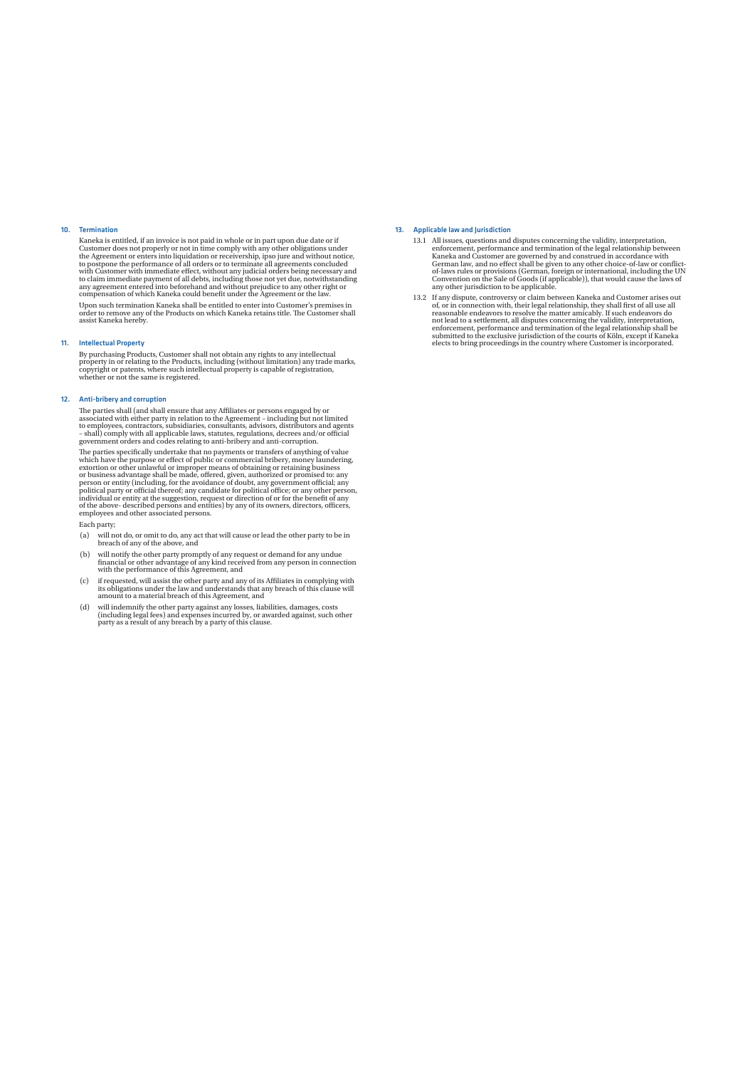## 10. Termination

Kaneka is entitled, if an invoice is not paid in whole or in part upon due date or if Customer does not properly or not in time comply with any other obligations under the Agreement or enters into liquidation or receivership, ipso jure and without notice, to postpone the performance of all orders or to terminate all agreements concluded with Customer with immediate effect, without any judicial orders being necessary and to claim immediate payment of all debts, including those not yet due, notwithstanding any agreement entered into beforehand and without prejudice to any other right or compensation of which Kaneka could benefit under the Agreement or the law.

Upon such termination Kaneka shall be entitled to enter into Customer's premises in order to remove any of the Products on which Kaneka retains title. The Customer shall assist Kaneka hereby.

## 11. Intellectual Property

By purchasing Products, Customer shall not obtain any rights to any intellectual property in or relating to the Products, including (without limitation) any trade marks, copyright or patents, where such intellectual property is capable of registration, whether or not the same is registered.

## 12. Anti-bribery and corruption

The parties shall (and shall ensure that any Affiliates or persons engaged by or associated with either party in relation to the Agreement – including but not limited to employees, contractors, subsidiaries, consultants, advisors, distributors and agents – shall) comply with all applicable laws, statutes, regulations, decrees and/or official government orders and codes relating to anti-bribery and anti-corruption.

The parties specifically undertake that no payments or transfers of anything of value which have the purpose or effect of public or commercial bribery, money laundering, extortion or other unlawful or improper means of obtaining or retaining business or business advantage shall be made, offered, given, authorized or promised to: any person or entity (including, for the avoidance of doubt, any government official; any political party or official thereof; any candidate for political office; or any other person, individual or entity at the suggestion, request or direction of or for the benefit of any of the above- described persons and entities) by any of its owners, directors, officers, employees and other associated persons.

Each party;

(a) will not do, or omit to do, any act that will cause or lead the other party to be in breach of any of the above, and

(b) will notify the other party promptly of any request or demand for any undue financial or other advantage of any kind received from any person in connection with the performance of this Agreement, and

(c) if requested, will assist the other party and any of its Affiliates in complying with its obligations under the law and understands that any breach of this clause will amount to a material breach of this Agreement, and

(d) will indemnify the other party against any losses, liabilities, damages, costs (including legal fees) and expenses incurred by, or awarded against, such other party as a result of any breach by a party of this clause.

## 13. Applicable law and Jurisdiction

13.1 All issues, questions and disputes concerning the validity, interpretation, enforcement, performance and termination of the legal relationship between Kaneka and Customer are governed by and construed in accordance with German law, and no effect shall be given to any other choice-of-law or conflict-of-laws rules or provisions (German, foreign or international, including the UN Convention on the Sale of Goods (if applicable)), that would cause the laws of any other jurisdiction to be applicable.

13.2 If any dispute, controversy or claim between Kaneka and Customer arises out of, or in connection with, their legal relationship, they shall first of all use all reasonable endeavors to resolve the matter amicably. If such endeavors do not lead to a settlement, all disputes concerning the validity, interpretation, enforcement, performance and termination of the legal relationship shall be submitted to the exclusive jurisdiction of the courts of Köln, except if Kaneka elects to bring proceedings in the country where Customer is incorporated.